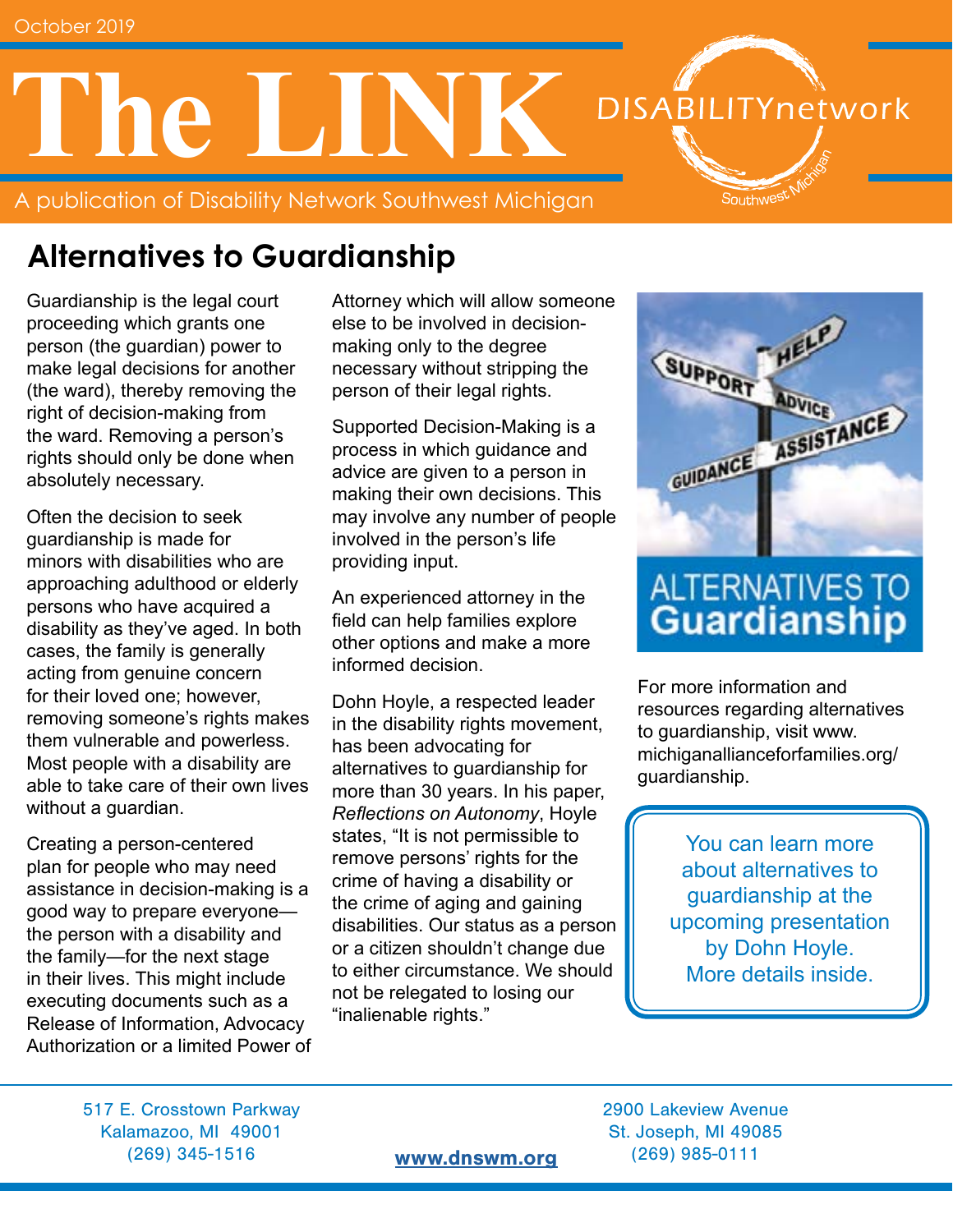October 2019

# The LINK

A publication of Disability Network Southwest Michigan

DISABILITYnetwork Southwest Michigan

## Alternatives to Guardianship

Guardianship is the legal court proceeding which grants one person (the guardian) power to make legal decisions for another (the ward), thereby removing the right of decision-making from the ward. Removing a person's rights should only be done when absolutely necessary.

Often the decision to seek guardianship is made for minors with disabilities who are approaching adulthood or elderly persons who have acquired a disability as they've aged. In both cases, the family is generally acting from genuine concern for their loved one; however, removing someone's rights makes them vulnerable and powerless. Most people with a disability are able to take care of their own lives without a guardian.

Creating a person-centered plan for people who may need assistance in decision-making is a good way to prepare everyone—the person with a disability and the family—for the next stage in their lives. This might include executing documents such as a Release of Information, Advocacy Authorization or a limited Power of Attorney which will allow someone else to be involved in decision-making only to the degree necessary without stripping the person of their legal rights.

Supported Decision-Making is a process in which guidance and advice are given to a person in making their own decisions. This may involve any number of people involved in the person's life providing input.

An experienced attorney in the field can help families explore other options and make a more informed decision.

Dohn Hoyle, a respected leader in the disability rights movement, has been advocating for alternatives to guardianship for more than 30 years. In his paper, *Reflections on Autonomy*, Hoyle states, "It is not permissible to remove persons' rights for the crime of having a disability or the crime of aging and gaining disabilities. Our status as a person or a citizen shouldn't change due to either circumstance. We should not be relegated to losing our "inalienable rights."

SUPPORT · HELP · ADVICE · ASSISTANCE · GUIDANCE

ALTERNATIVES TO Guardianship

For more information and resources regarding alternatives to guardianship, visit www.michiganallianceforfamilies.org/guardianship.

> You can learn more about alternatives to guardianship at the upcoming presentation by Dohn Hoyle. More details inside.

517 E. Crosstown Parkway
Kalamazoo, MI 49001
(269) 345-1516

**www.dnswm.org**

2900 Lakeview Avenue
St. Joseph, MI 49085
(269) 985-0111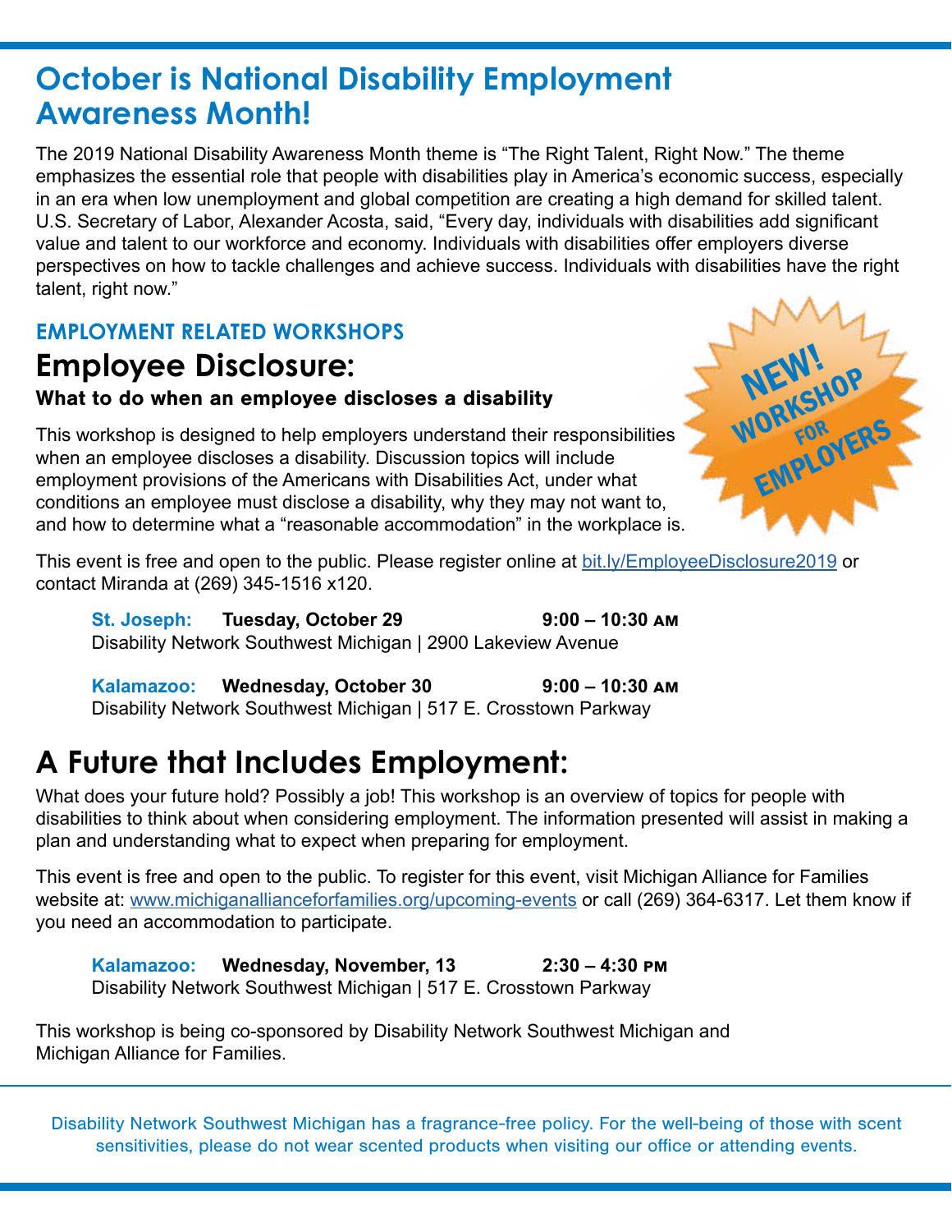# October is National Disability Employment Awareness Month!

The 2019 National Disability Awareness Month theme is "The Right Talent, Right Now." The theme emphasizes the essential role that people with disabilities play in America's economic success, especially in an era when low unemployment and global competition are creating a high demand for skilled talent. U.S. Secretary of Labor, Alexander Acosta, said, "Every day, individuals with disabilities add significant value and talent to our workforce and economy. Individuals with disabilities offer employers diverse perspectives on how to tackle challenges and achieve success. Individuals with disabilities have the right talent, right now."

### EMPLOYMENT RELATED WORKSHOPS

## Employee Disclosure:

**What to do when an employee discloses a disability**

NEW! WORKSHOP FOR EMPLOYERS

This workshop is designed to help employers understand their responsibilities when an employee discloses a disability. Discussion topics will include employment provisions of the Americans with Disabilities Act, under what conditions an employee must disclose a disability, why they may not want to, and how to determine what a "reasonable accommodation" in the workplace is.

This event is free and open to the public. Please register online at bit.ly/EmployeeDisclosure2019 or contact Miranda at (269) 345-1516 x120.

**St. Joseph:** **Tuesday, October 29** **9:00 – 10:30 AM**
Disability Network Southwest Michigan | 2900 Lakeview Avenue

**Kalamazoo:** **Wednesday, October 30** **9:00 – 10:30 AM**
Disability Network Southwest Michigan | 517 E. Crosstown Parkway

## A Future that Includes Employment:

What does your future hold? Possibly a job! This workshop is an overview of topics for people with disabilities to think about when considering employment. The information presented will assist in making a plan and understanding what to expect when preparing for employment.

This event is free and open to the public. To register for this event, visit Michigan Alliance for Families website at: www.michiganallianceforfamilies.org/upcoming-events or call (269) 364-6317. Let them know if you need an accommodation to participate.

**Kalamazoo:** **Wednesday, November, 13** **2:30 – 4:30 PM**
Disability Network Southwest Michigan | 517 E. Crosstown Parkway

This workshop is being co-sponsored by Disability Network Southwest Michigan and Michigan Alliance for Families.

Disability Network Southwest Michigan has a fragrance-free policy. For the well-being of those with scent sensitivities, please do not wear scented products when visiting our office or attending events.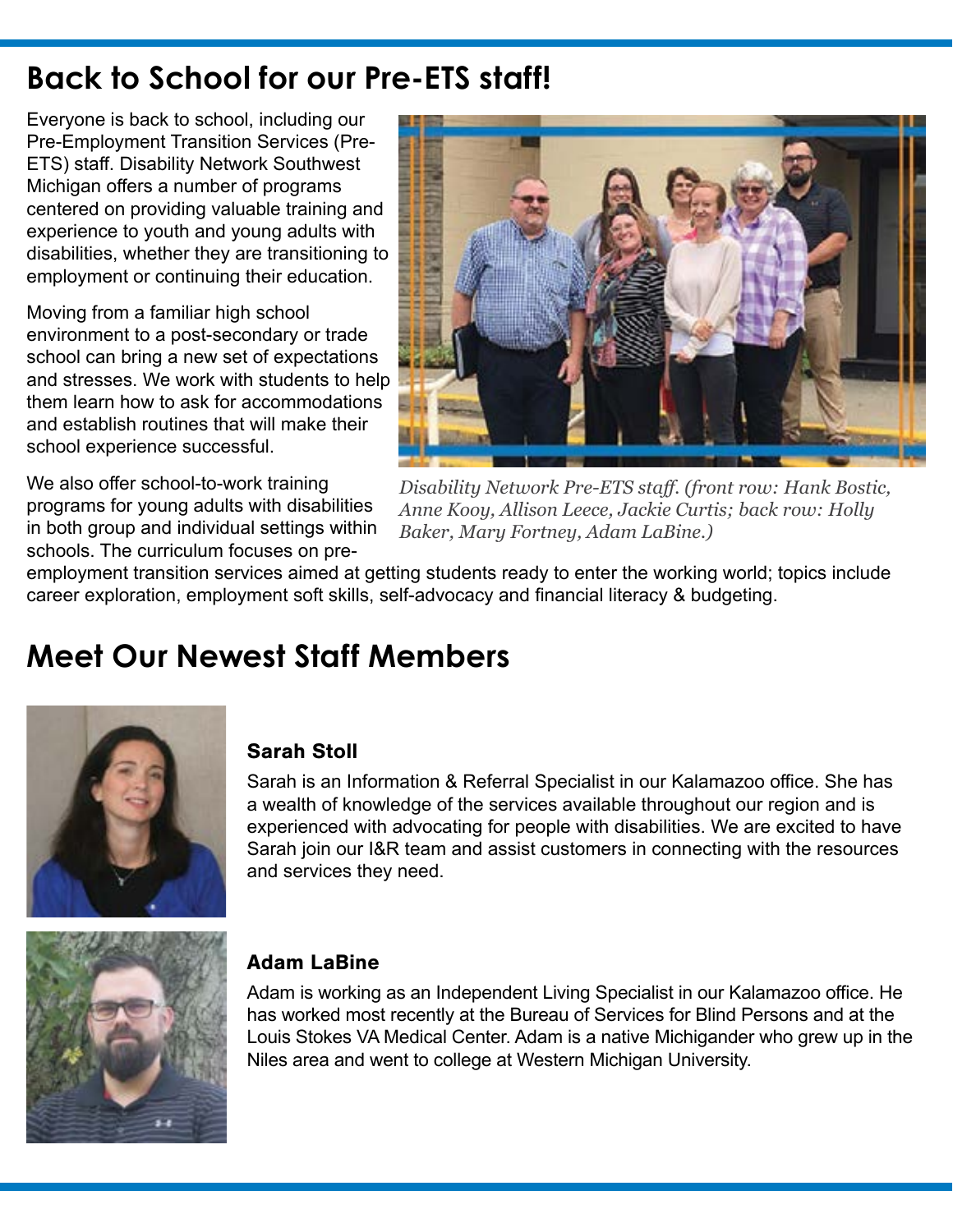## Back to School for our Pre-ETS staff!

Everyone is back to school, including our Pre-Employment Transition Services (Pre-ETS) staff. Disability Network Southwest Michigan offers a number of programs centered on providing valuable training and experience to youth and young adults with disabilities, whether they are transitioning to employment or continuing their education.

Moving from a familiar high school environment to a post-secondary or trade school can bring a new set of expectations and stresses. We work with students to help them learn how to ask for accommodations and establish routines that will make their school experience successful.

We also offer school-to-work training programs for young adults with disabilities in both group and individual settings within schools. The curriculum focuses on pre-employment transition services aimed at getting students ready to enter the working world; topics include career exploration, employment soft skills, self-advocacy and financial literacy & budgeting.

*Disability Network Pre-ETS staff. (front row: Hank Bostic, Anne Kooy, Allison Leece, Jackie Curtis; back row: Holly Baker, Mary Fortney, Adam LaBine.)*

## Meet Our Newest Staff Members

### Sarah Stoll

Sarah is an Information & Referral Specialist in our Kalamazoo office. She has a wealth of knowledge of the services available throughout our region and is experienced with advocating for people with disabilities. We are excited to have Sarah join our I&R team and assist customers in connecting with the resources and services they need.

### Adam LaBine

Adam is working as an Independent Living Specialist in our Kalamazoo office. He has worked most recently at the Bureau of Services for Blind Persons and at the Louis Stokes VA Medical Center. Adam is a native Michigander who grew up in the Niles area and went to college at Western Michigan University.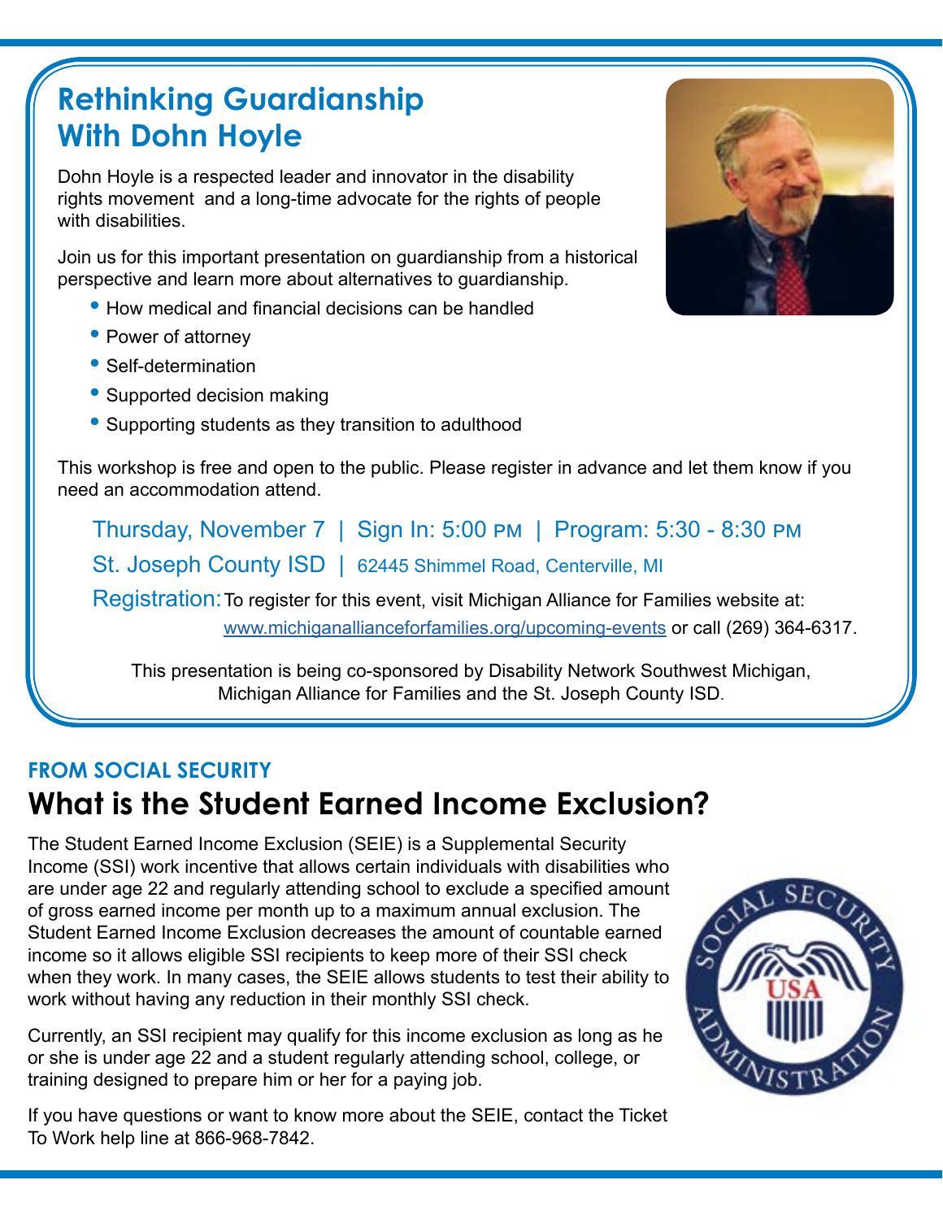# Rethinking Guardianship With Dohn Hoyle

Dohn Hoyle is a respected leader and innovator in the disability rights movement and a long-time advocate for the rights of people with disabilities.

Join us for this important presentation on guardianship from a historical perspective and learn more about alternatives to guardianship.

- How medical and financial decisions can be handled
- Power of attorney
- Self-determination
- Supported decision making
- Supporting students as they transition to adulthood

This workshop is free and open to the public. Please register in advance and let them know if you need an accommodation attend.

Thursday, November 7 | Sign In: 5:00 PM | Program: 5:30 - 8:30 PM

St. Joseph County ISD | 62445 Shimmel Road, Centerville, MI

Registration: To register for this event, visit Michigan Alliance for Families website at: www.michiganallianceforfamilies.org/upcoming-events or call (269) 364-6317.

This presentation is being co-sponsored by Disability Network Southwest Michigan, Michigan Alliance for Families and the St. Joseph County ISD.

### FROM SOCIAL SECURITY

## What is the Student Earned Income Exclusion?

The Student Earned Income Exclusion (SEIE) is a Supplemental Security Income (SSI) work incentive that allows certain individuals with disabilities who are under age 22 and regularly attending school to exclude a specified amount of gross earned income per month up to a maximum annual exclusion. The Student Earned Income Exclusion decreases the amount of countable earned income so it allows eligible SSI recipients to keep more of their SSI check when they work. In many cases, the SEIE allows students to test their ability to work without having any reduction in their monthly SSI check.

Currently, an SSI recipient may qualify for this income exclusion as long as he or she is under age 22 and a student regularly attending school, college, or training designed to prepare him or her for a paying job.

If you have questions or want to know more about the SEIE, contact the Ticket To Work help line at 866-968-7842.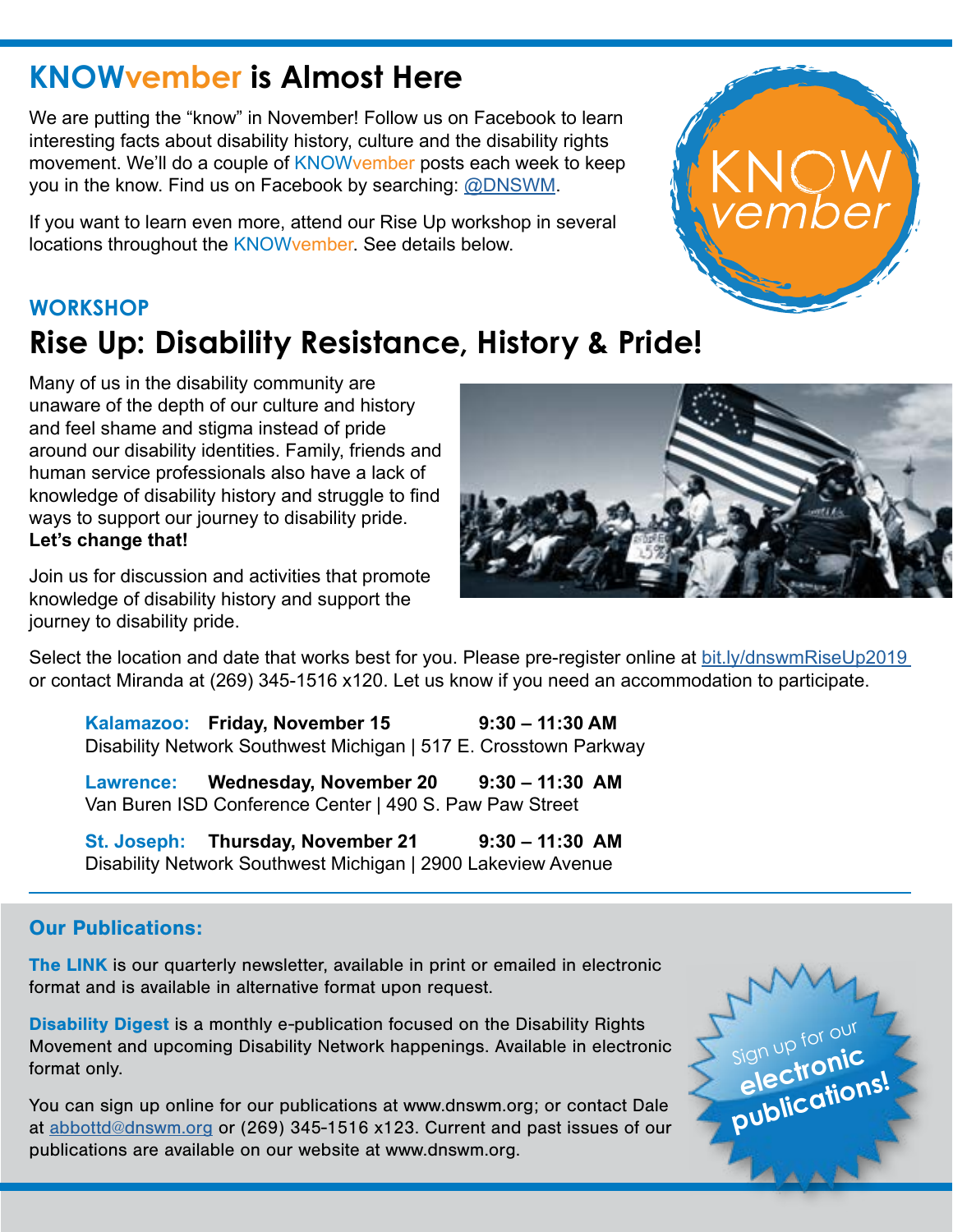# KNOWvember is Almost Here

We are putting the "know" in November! Follow us on Facebook to learn interesting facts about disability history, culture and the disability rights movement. We'll do a couple of KNOWvember posts each week to keep you in the know. Find us on Facebook by searching: @DNSWM.

If you want to learn even more, attend our Rise Up workshop in several locations throughout the KNOWvember. See details below.

KNOW vember

### WORKSHOP

## Rise Up: Disability Resistance, History & Pride!

Many of us in the disability community are unaware of the depth of our culture and history and feel shame and stigma instead of pride around our disability identities. Family, friends and human service professionals also have a lack of knowledge of disability history and struggle to find ways to support our journey to disability pride. **Let's change that!**

Join us for discussion and activities that promote knowledge of disability history and support the journey to disability pride.

Select the location and date that works best for you. Please pre-register online at bit.ly/dnswmRiseUp2019 or contact Miranda at (269) 345-1516 x120. Let us know if you need an accommodation to participate.

**Kalamazoo: Friday, November 15 9:30 – 11:30 AM**
Disability Network Southwest Michigan | 517 E. Crosstown Parkway

**Lawrence: Wednesday, November 20 9:30 – 11:30 AM**
Van Buren ISD Conference Center | 490 S. Paw Paw Street

**St. Joseph: Thursday, November 21 9:30 – 11:30 AM**
Disability Network Southwest Michigan | 2900 Lakeview Avenue

---

### Our Publications:

**The LINK** is our quarterly newsletter, available in print or emailed in electronic format and is available in alternative format upon request.

**Disability Digest** is a monthly e-publication focused on the Disability Rights Movement and upcoming Disability Network happenings. Available in electronic format only.

You can sign up online for our publications at www.dnswm.org; or contact Dale at abbottd@dnswm.org or (269) 345-1516 x123. Current and past issues of our publications are available on our website at www.dnswm.org.

Sign up for our **electronic publications!**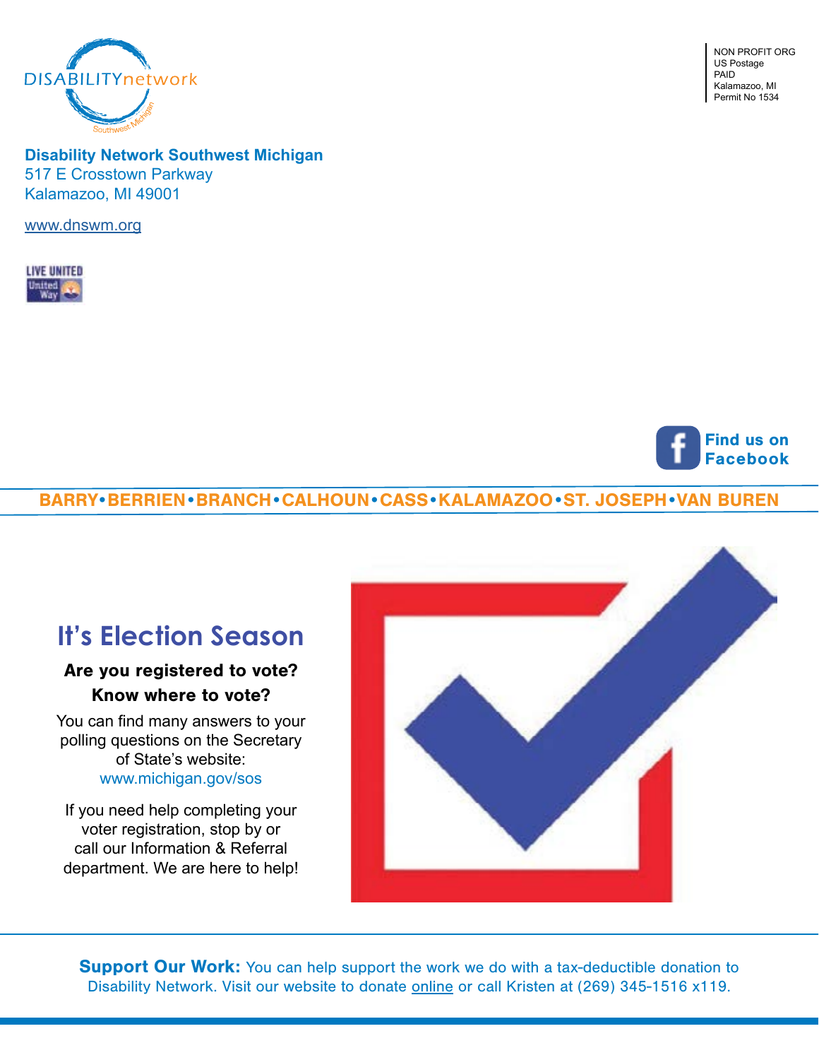DISABILITYnetwork
Southwest Michigan

**Disability Network Southwest Michigan**
517 E Crosstown Parkway
Kalamazoo, MI 49001

www.dnswm.org

LIVE UNITED
United Way

NON PROFIT ORG
US Postage
PAID
Kalamazoo, MI
Permit No 1534

Find us on Facebook

**BARRY • BERRIEN • BRANCH • CALHOUN • CASS • KALAMAZOO • ST. JOSEPH • VAN BUREN**

## It's Election Season

**Are you registered to vote?**

**Know where to vote?**

You can find many answers to your polling questions on the Secretary of State's website: www.michigan.gov/sos

If you need help completing your voter registration, stop by or call our Information & Referral department. We are here to help!

**Support Our Work:** You can help support the work we do with a tax-deductible donation to Disability Network. Visit our website to donate online or call Kristen at (269) 345-1516 x119.